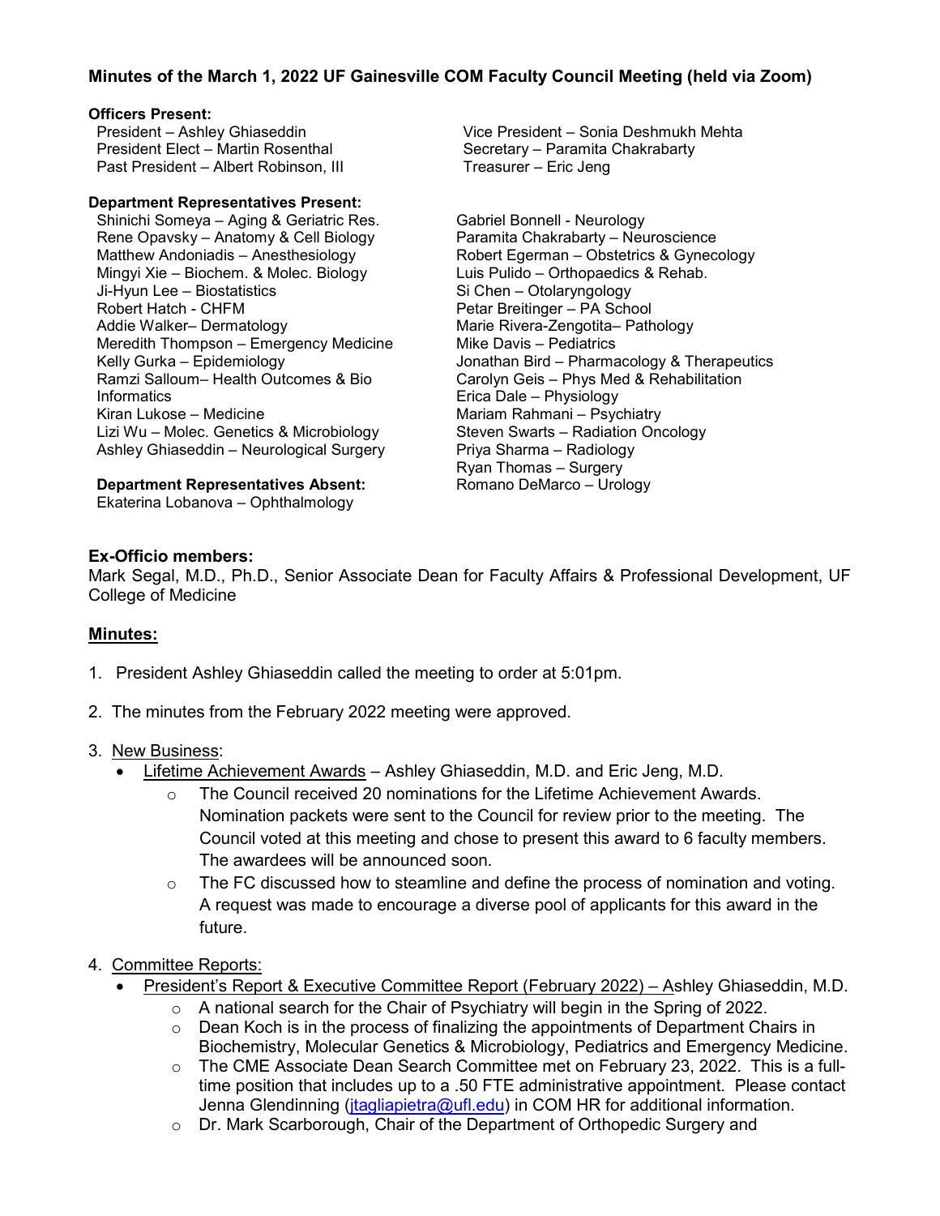**Minutes of the March 1, 2022 UF Gainesville COM Faculty Council Meeting (held via Zoom)**

**Officers Present:**

President – Ashley Ghiaseddin
President Elect – Martin Rosenthal
Past President – Albert Robinson, III
Vice President – Sonia Deshmukh Mehta
Secretary – Paramita Chakrabarty
Treasurer – Eric Jeng

**Department Representatives Present:**

Shinichi Someya – Aging & Geriatric Res.
Rene Opavsky – Anatomy & Cell Biology
Matthew Andoniadis – Anesthesiology
Mingyi Xie – Biochem. & Molec. Biology
Ji-Hyun Lee – Biostatistics
Robert Hatch - CHFM
Addie Walker– Dermatology
Meredith Thompson – Emergency Medicine
Kelly Gurka – Epidemiology
Ramzi Salloum– Health Outcomes & Bio Informatics
Kiran Lukose – Medicine
Lizi Wu – Molec. Genetics & Microbiology
Ashley Ghiaseddin – Neurological Surgery
Gabriel Bonnell - Neurology
Paramita Chakrabarty – Neuroscience
Robert Egerman – Obstetrics & Gynecology
Luis Pulido – Orthopaedics & Rehab.
Si Chen – Otolaryngology
Petar Breitinger – PA School
Marie Rivera-Zengotita– Pathology
Mike Davis – Pediatrics
Jonathan Bird – Pharmacology & Therapeutics
Carolyn Geis – Phys Med & Rehabilitation
Erica Dale – Physiology
Mariam Rahmani – Psychiatry
Steven Swarts – Radiation Oncology
Priya Sharma – Radiology
Ryan Thomas – Surgery
Romano DeMarco – Urology

**Department Representatives Absent:**

Ekaterina Lobanova – Ophthalmology

**Ex-Officio members:**

Mark Segal, M.D., Ph.D., Senior Associate Dean for Faculty Affairs & Professional Development, UF College of Medicine

**Minutes:**

1. President Ashley Ghiaseddin called the meeting to order at 5:01pm.

2. The minutes from the February 2022 meeting were approved.

3. New Business:
   - Lifetime Achievement Awards – Ashley Ghiaseddin, M.D. and Eric Jeng, M.D.
     - The Council received 20 nominations for the Lifetime Achievement Awards. Nomination packets were sent to the Council for review prior to the meeting. The Council voted at this meeting and chose to present this award to 6 faculty members. The awardees will be announced soon.
     - The FC discussed how to steamline and define the process of nomination and voting. A request was made to encourage a diverse pool of applicants for this award in the future.

4. Committee Reports:
   - President's Report & Executive Committee Report (February 2022) – Ashley Ghiaseddin, M.D.
     - A national search for the Chair of Psychiatry will begin in the Spring of 2022.
     - Dean Koch is in the process of finalizing the appointments of Department Chairs in Biochemistry, Molecular Genetics & Microbiology, Pediatrics and Emergency Medicine.
     - The CME Associate Dean Search Committee met on February 23, 2022. This is a full-time position that includes up to a .50 FTE administrative appointment. Please contact Jenna Glendinning (jtagliapietra@ufl.edu) in COM HR for additional information.
     - Dr. Mark Scarborough, Chair of the Department of Orthopedic Surgery and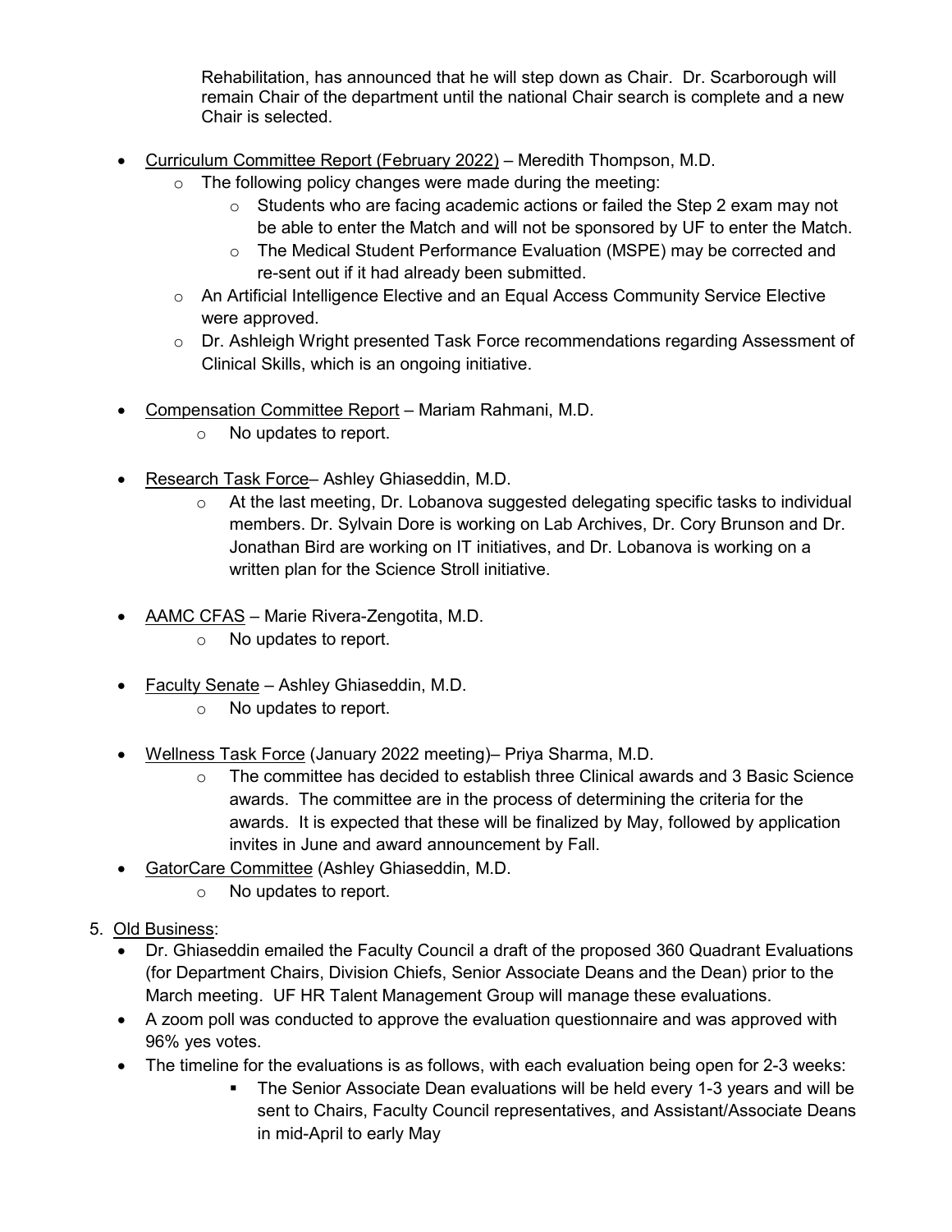Rehabilitation, has announced that he will step down as Chair. Dr. Scarborough will remain Chair of the department until the national Chair search is complete and a new Chair is selected.

- Curriculum Committee Report (February 2022) – Meredith Thompson, M.D.
    - The following policy changes were made during the meeting:
        - Students who are facing academic actions or failed the Step 2 exam may not be able to enter the Match and will not be sponsored by UF to enter the Match.
        - The Medical Student Performance Evaluation (MSPE) may be corrected and re-sent out if it had already been submitted.
    - An Artificial Intelligence Elective and an Equal Access Community Service Elective were approved.
    - Dr. Ashleigh Wright presented Task Force recommendations regarding Assessment of Clinical Skills, which is an ongoing initiative.

- Compensation Committee Report – Mariam Rahmani, M.D.
    - No updates to report.

- Research Task Force– Ashley Ghiaseddin, M.D.
    - At the last meeting, Dr. Lobanova suggested delegating specific tasks to individual members. Dr. Sylvain Dore is working on Lab Archives, Dr. Cory Brunson and Dr. Jonathan Bird are working on IT initiatives, and Dr. Lobanova is working on a written plan for the Science Stroll initiative.

- AAMC CFAS – Marie Rivera-Zengotita, M.D.
    - No updates to report.

- Faculty Senate – Ashley Ghiaseddin, M.D.
    - No updates to report.

- Wellness Task Force (January 2022 meeting)– Priya Sharma, M.D.
    - The committee has decided to establish three Clinical awards and 3 Basic Science awards. The committee are in the process of determining the criteria for the awards. It is expected that these will be finalized by May, followed by application invites in June and award announcement by Fall.
- GatorCare Committee (Ashley Ghiaseddin, M.D.
    - No updates to report.

5. Old Business:
    - Dr. Ghiaseddin emailed the Faculty Council a draft of the proposed 360 Quadrant Evaluations (for Department Chairs, Division Chiefs, Senior Associate Deans and the Dean) prior to the March meeting. UF HR Talent Management Group will manage these evaluations.
    - A zoom poll was conducted to approve the evaluation questionnaire and was approved with 96% yes votes.
    - The timeline for the evaluations is as follows, with each evaluation being open for 2-3 weeks:
        - The Senior Associate Dean evaluations will be held every 1-3 years and will be sent to Chairs, Faculty Council representatives, and Assistant/Associate Deans in mid-April to early May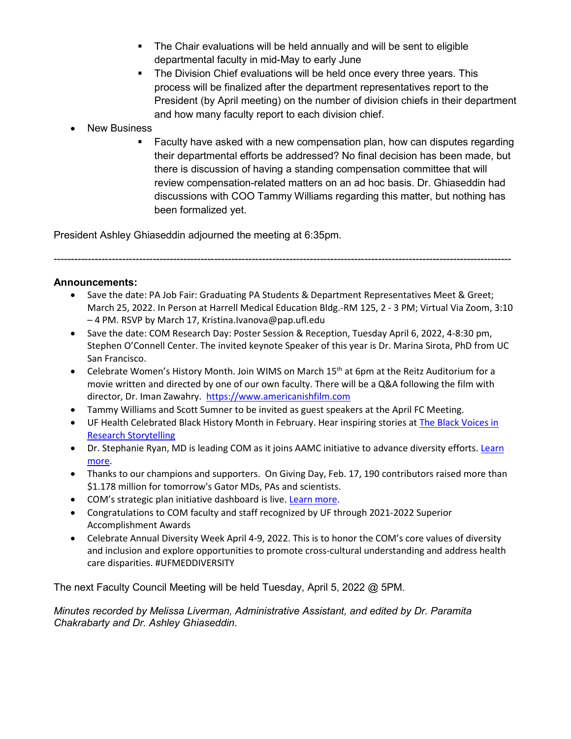- The Chair evaluations will be held annually and will be sent to eligible departmental faculty in mid-May to early June
  - The Division Chief evaluations will be held once every three years. This process will be finalized after the department representatives report to the President (by April meeting) on the number of division chiefs in their department and how many faculty report to each division chief.

- New Business
  - Faculty have asked with a new compensation plan, how can disputes regarding their departmental efforts be addressed? No final decision has been made, but there is discussion of having a standing compensation committee that will review compensation-related matters on an ad hoc basis. Dr. Ghiaseddin had discussions with COO Tammy Williams regarding this matter, but nothing has been formalized yet.

President Ashley Ghiaseddin adjourned the meeting at 6:35pm.

---

**Announcements:**

- Save the date: PA Job Fair: Graduating PA Students & Department Representatives Meet & Greet; March 25, 2022. In Person at Harrell Medical Education Bldg.-RM 125, 2 - 3 PM; Virtual Via Zoom, 3:10 – 4 PM. RSVP by March 17, Kristina.Ivanova@pap.ufl.edu
- Save the date: COM Research Day: Poster Session & Reception, Tuesday April 6, 2022, 4-8:30 pm, Stephen O'Connell Center. The invited keynote Speaker of this year is Dr. Marina Sirota, PhD from UC San Francisco.
- Celebrate Women's History Month. Join WIMS on March 15th at 6pm at the Reitz Auditorium for a movie written and directed by one of our own faculty. There will be a Q&A following the film with director, Dr. Iman Zawahry. https://www.americanishfilm.com
- Tammy Williams and Scott Sumner to be invited as guest speakers at the April FC Meeting.
- UF Health Celebrated Black History Month in February. Hear inspiring stories at The Black Voices in Research Storytelling
- Dr. Stephanie Ryan, MD is leading COM as it joins AAMC initiative to advance diversity efforts. Learn more.
- Thanks to our champions and supporters. On Giving Day, Feb. 17, 190 contributors raised more than $1.178 million for tomorrow's Gator MDs, PAs and scientists.
- COM's strategic plan initiative dashboard is live. Learn more.
- Congratulations to COM faculty and staff recognized by UF through 2021-2022 Superior Accomplishment Awards
- Celebrate Annual Diversity Week April 4-9, 2022. This is to honor the COM's core values of diversity and inclusion and explore opportunities to promote cross-cultural understanding and address health care disparities. #UFMEDDIVERSITY

The next Faculty Council Meeting will be held Tuesday, April 5, 2022 @ 5PM.

*Minutes recorded by Melissa Liverman, Administrative Assistant, and edited by Dr. Paramita Chakrabarty and Dr. Ashley Ghiaseddin.*